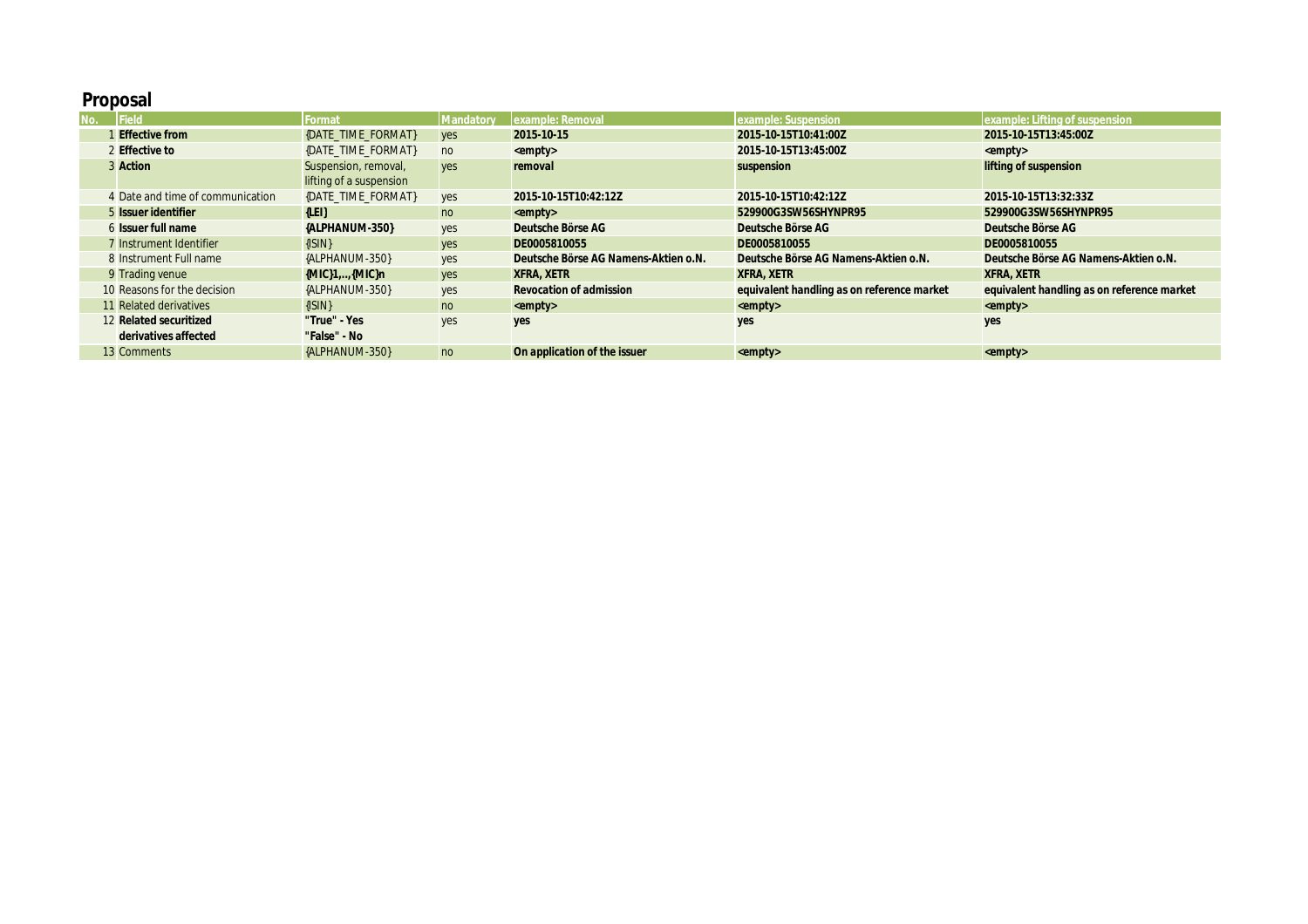## Proposal

| No. | Field | Format | Mandatory | example: Removal | example: Suspension | example: Lifting of suspension |
|---|---|---|---|---|---|---|
| 1 | **Effective from** | {DATE_TIME_FORMAT} | yes | **2015-10-15** | **2015-10-15T10:41:00Z** | **2015-10-15T13:45:00Z** |
| 2 | **Effective to** | {DATE_TIME_FORMAT} | no | **<empty>** | **2015-10-15T13:45:00Z** | **<empty>** |
| 3 | **Action** | Suspension, removal, lifting of a suspension | yes | **removal** | **suspension** | **lifting of suspension** |
| 4 | Date and time of communication | {DATE_TIME_FORMAT} | yes | **2015-10-15T10:42:12Z** | **2015-10-15T10:42:12Z** | **2015-10-15T13:32:33Z** |
| 5 | **Issuer identifier** | **{LEI}** | no | **<empty>** | **529900G3SW56SHYNPR95** | **529900G3SW56SHYNPR95** |
| 6 | **Issuer full name** | **{ALPHANUM-350}** | yes | **Deutsche Börse AG** | **Deutsche Börse AG** | **Deutsche Börse AG** |
| 7 | Instrument Identifier | {ISIN} | yes | **DE0005810055** | **DE0005810055** | **DE0005810055** |
| 8 | Instrument Full name | {ALPHANUM-350} | yes | **Deutsche Börse AG Namens-Aktien o.N.** | **Deutsche Börse AG Namens-Aktien o.N.** | **Deutsche Börse AG Namens-Aktien o.N.** |
| 9 | Trading venue | **{MIC}1,...,{MIC}n** | yes | **XFRA, XETR** | **XFRA, XETR** | **XFRA, XETR** |
| 10 | Reasons for the decision | {ALPHANUM-350} | yes | **Revocation of admission** | **equivalent handling as on reference market** | **equivalent handling as on reference market** |
| 11 | Related derivatives | {ISIN} | no | **<empty>** | **<empty>** | **<empty>** |
| 12 | **Related securitized derivatives affected** | **"True" - Yes "False" - No** | yes | **yes** | **yes** | **yes** |
| 13 | Comments | {ALPHANUM-350} | no | **On application of the issuer** | **<empty>** | **<empty>** |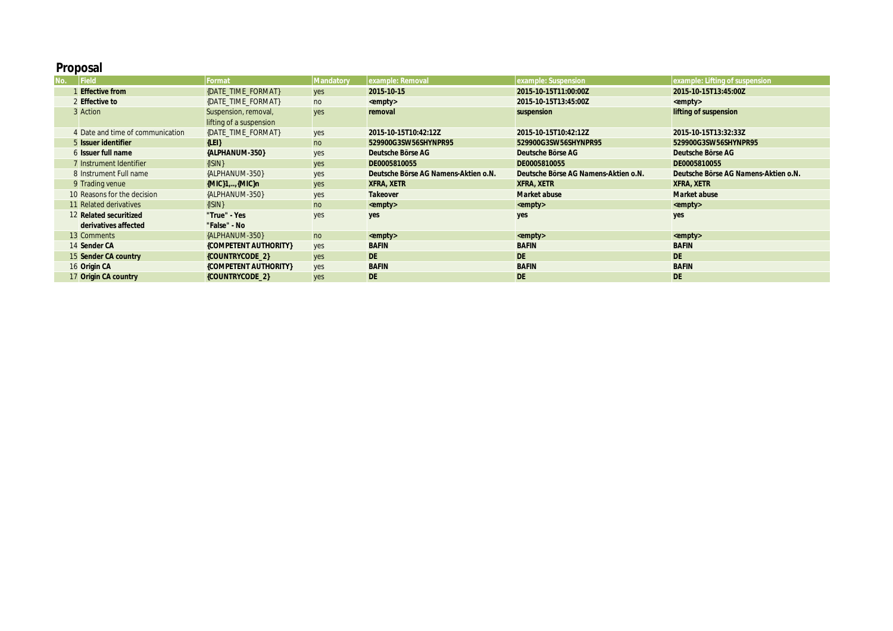## Proposal

| No. | Field | Format | Mandatory | example: Removal | example: Suspension | example: Lifting of suspension |
|---|---|---|---|---|---|---|
| 1 | **Effective from** | {DATE_TIME_FORMAT} | yes | **2015-10-15** | **2015-10-15T11:00:00Z** | **2015-10-15T13:45:00Z** |
| 2 | **Effective to** | {DATE_TIME_FORMAT} | no | **<empty>** | **2015-10-15T13:45:00Z** | **<empty>** |
| 3 | Action | Suspension, removal, lifting of a suspension | yes | **removal** | **suspension** | **lifting of suspension** |
| 4 | Date and time of communication | {DATE_TIME_FORMAT} | yes | **2015-10-15T10:42:12Z** | **2015-10-15T10:42:12Z** | **2015-10-15T13:32:33Z** |
| 5 | **Issuer identifier** | **{LEI}** | no | **529900G3SW56SHYNPR95** | **529900G3SW56SHYNPR95** | **529900G3SW56SHYNPR95** |
| 6 | **Issuer full name** | **{ALPHANUM-350}** | yes | **Deutsche Börse AG** | **Deutsche Börse AG** | **Deutsche Börse AG** |
| 7 | Instrument Identifier | {ISIN} | yes | **DE0005810055** | **DE0005810055** | **DE0005810055** |
| 8 | Instrument Full name | {ALPHANUM-350} | yes | **Deutsche Börse AG Namens-Aktien o.N.** | **Deutsche Börse AG Namens-Aktien o.N.** | **Deutsche Börse AG Namens-Aktien o.N.** |
| 9 | Trading venue | **{MIC}1,...,{MIC}n** | yes | **XFRA, XETR** | **XFRA, XETR** | **XFRA, XETR** |
| 10 | Reasons for the decision | {ALPHANUM-350} | yes | **Takeover** | **Market abuse** | **Market abuse** |
| 11 | Related derivatives | {ISIN} | no | **<empty>** | **<empty>** | **<empty>** |
| 12 | **Related securitized derivatives affected** | **"True" - Yes "False" - No** | yes | **yes** | **yes** | **yes** |
| 13 | Comments | {ALPHANUM-350} | no | **<empty>** | **<empty>** | **<empty>** |
| 14 | **Sender CA** | **{COMPETENT AUTHORITY}** | yes | **BAFIN** | **BAFIN** | **BAFIN** |
| 15 | **Sender CA country** | **{COUNTRYCODE_2}** | yes | **DE** | **DE** | **DE** |
| 16 | **Origin CA** | **{COMPETENT AUTHORITY}** | yes | **BAFIN** | **BAFIN** | **BAFIN** |
| 17 | **Origin CA country** | **{COUNTRYCODE_2}** | yes | **DE** | **DE** | **DE** |